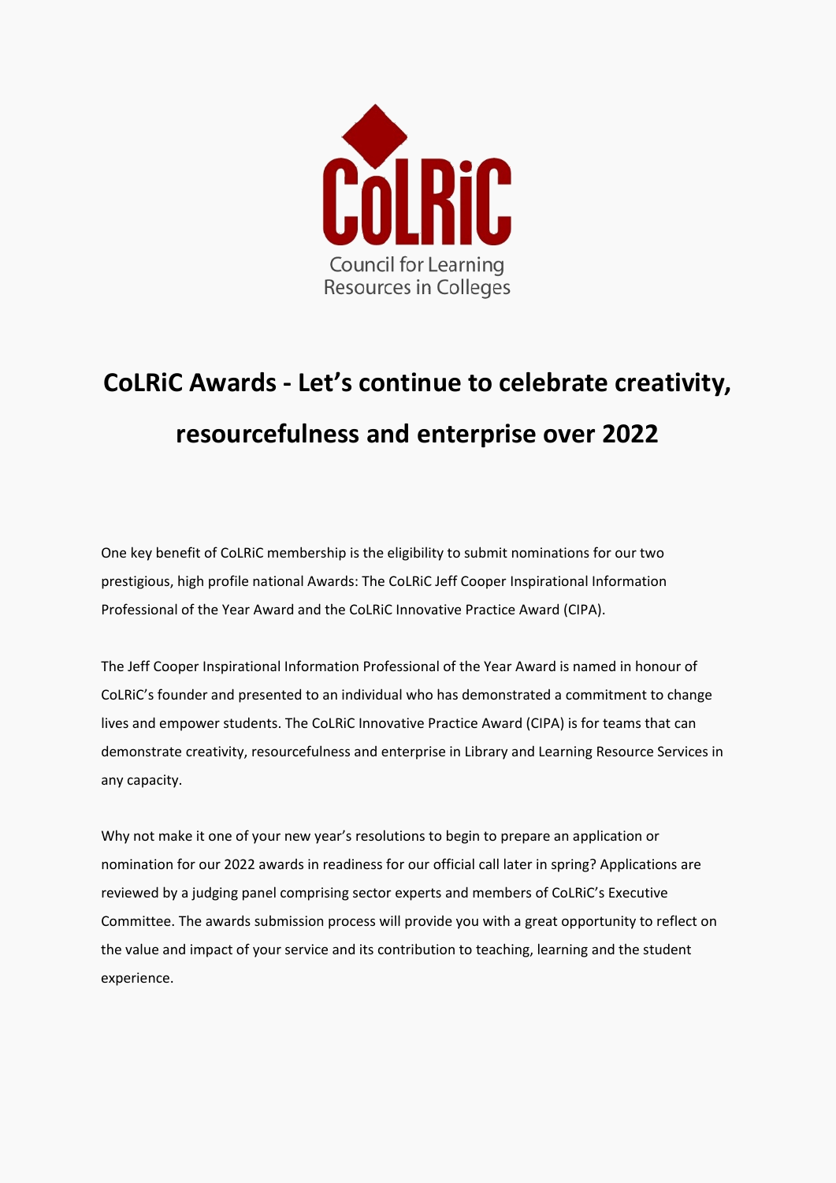CoLRiC

Council for Learning Resources in Colleges

# CoLRiC Awards - Let's continue to celebrate creativity, resourcefulness and enterprise over 2022

One key benefit of CoLRiC membership is the eligibility to submit nominations for our two prestigious, high profile national Awards: The CoLRiC Jeff Cooper Inspirational Information Professional of the Year Award and the CoLRiC Innovative Practice Award (CIPA).

The Jeff Cooper Inspirational Information Professional of the Year Award is named in honour of CoLRiC's founder and presented to an individual who has demonstrated a commitment to change lives and empower students. The CoLRiC Innovative Practice Award (CIPA) is for teams that can demonstrate creativity, resourcefulness and enterprise in Library and Learning Resource Services in any capacity.

Why not make it one of your new year's resolutions to begin to prepare an application or nomination for our 2022 awards in readiness for our official call later in spring? Applications are reviewed by a judging panel comprising sector experts and members of CoLRiC's Executive Committee. The awards submission process will provide you with a great opportunity to reflect on the value and impact of your service and its contribution to teaching, learning and the student experience.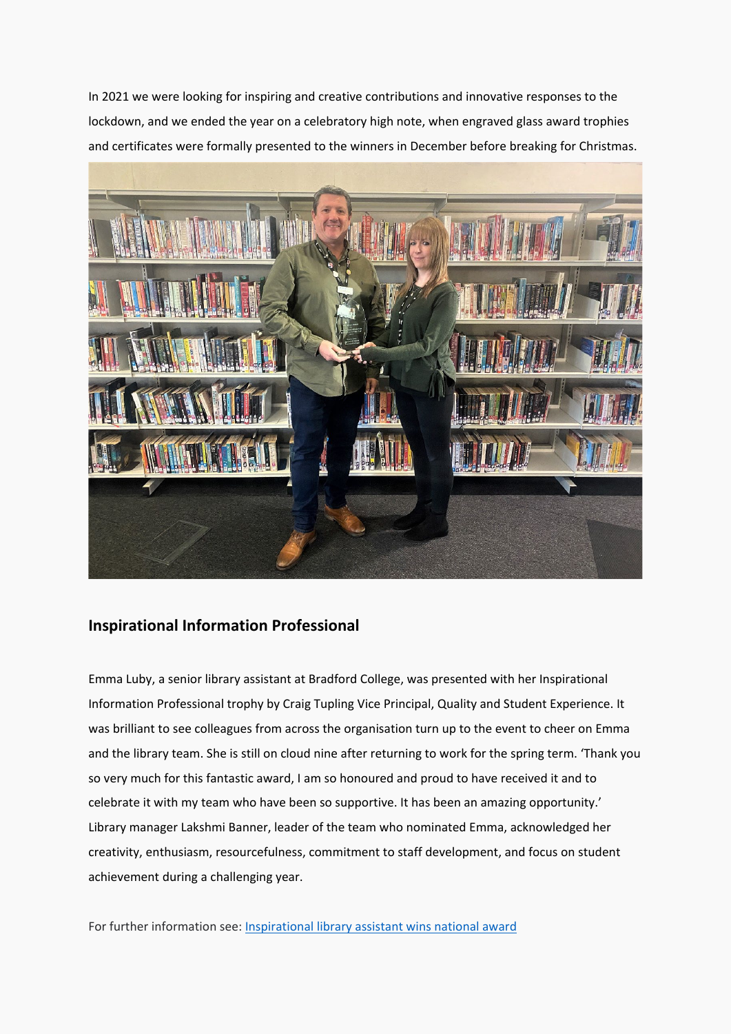In 2021 we were looking for inspiring and creative contributions and innovative responses to the lockdown, and we ended the year on a celebratory high note, when engraved glass award trophies and certificates were formally presented to the winners in December before breaking for Christmas.

## Inspirational Information Professional

Emma Luby, a senior library assistant at Bradford College, was presented with her Inspirational Information Professional trophy by Craig Tupling Vice Principal, Quality and Student Experience. It was brilliant to see colleagues from across the organisation turn up to the event to cheer on Emma and the library team. She is still on cloud nine after returning to work for the spring term. 'Thank you so very much for this fantastic award, I am so honoured and proud to have received it and to celebrate it with my team who have been so supportive. It has been an amazing opportunity.' Library manager Lakshmi Banner, leader of the team who nominated Emma, acknowledged her creativity, enthusiasm, resourcefulness, commitment to staff development, and focus on student achievement during a challenging year.

For further information see: Inspirational library assistant wins national award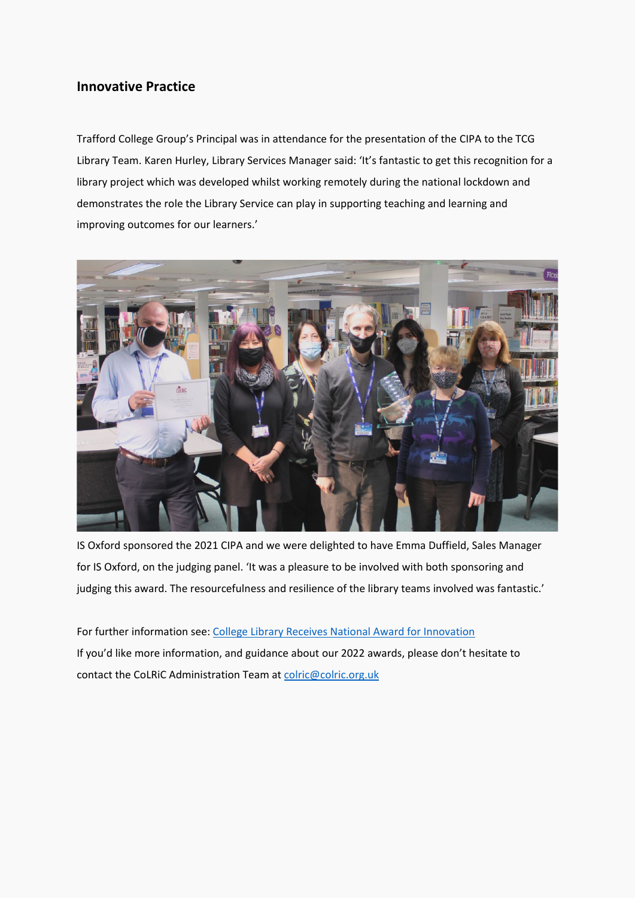## Innovative Practice

Trafford College Group's Principal was in attendance for the presentation of the CIPA to the TCG Library Team. Karen Hurley, Library Services Manager said: 'It's fantastic to get this recognition for a library project which was developed whilst working remotely during the national lockdown and demonstrates the role the Library Service can play in supporting teaching and learning and improving outcomes for our learners.'

IS Oxford sponsored the 2021 CIPA and we were delighted to have Emma Duffield, Sales Manager for IS Oxford, on the judging panel. 'It was a pleasure to be involved with both sponsoring and judging this award. The resourcefulness and resilience of the library teams involved was fantastic.'

For further information see: College Library Receives National Award for Innovation
If you'd like more information, and guidance about our 2022 awards, please don't hesitate to contact the CoLRiC Administration Team at colric@colric.org.uk